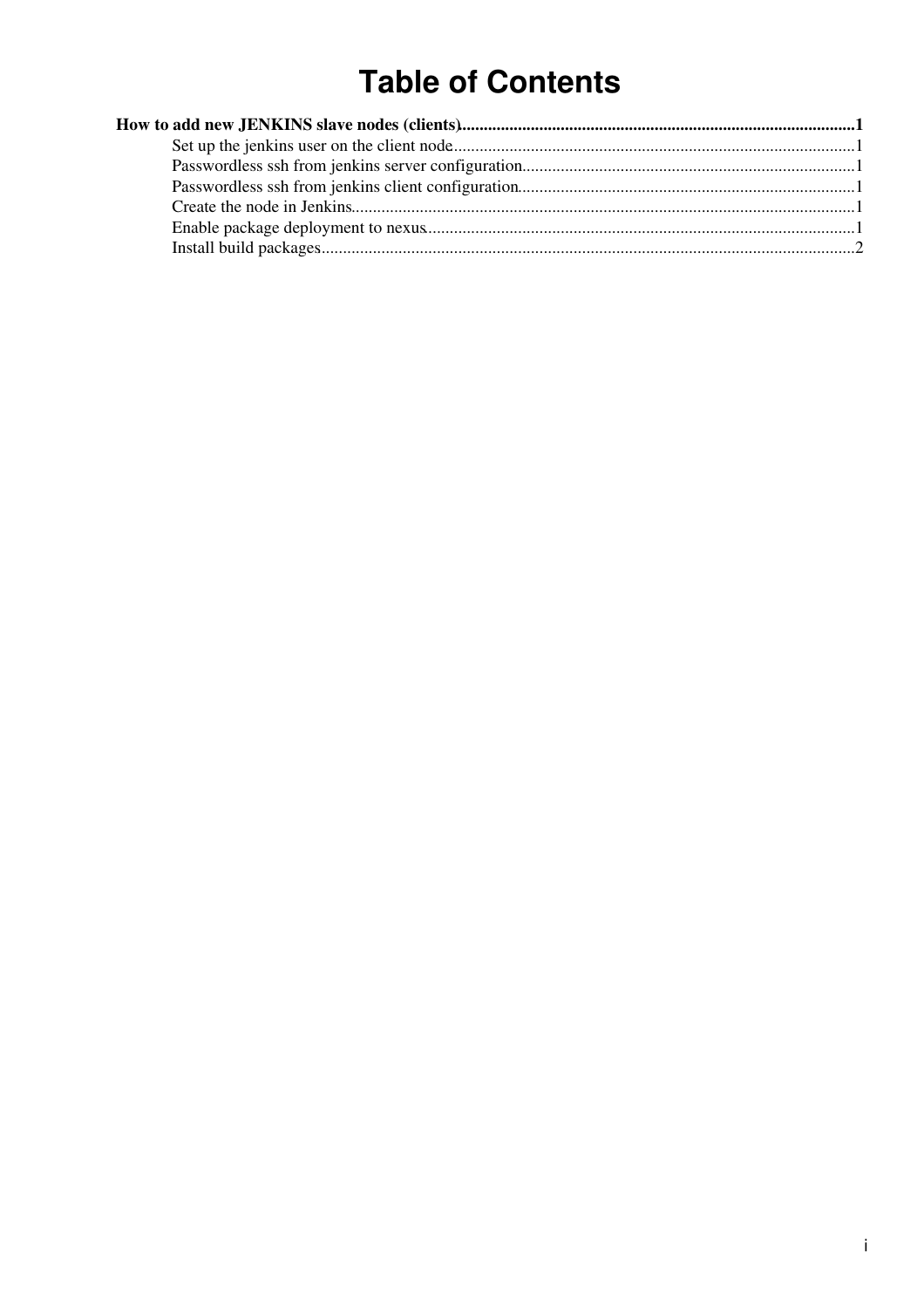# Table of Contents

**How to add new JENKINS slave nodes (clients)**......1

- Set up the jenkins user on the client node......1
- Passwordless ssh from jenkins server configuration......1
- Passwordless ssh from jenkins client configuration......1
- Create the node in Jenkins......1
- Enable package deployment to nexus......1
- Install build packages......2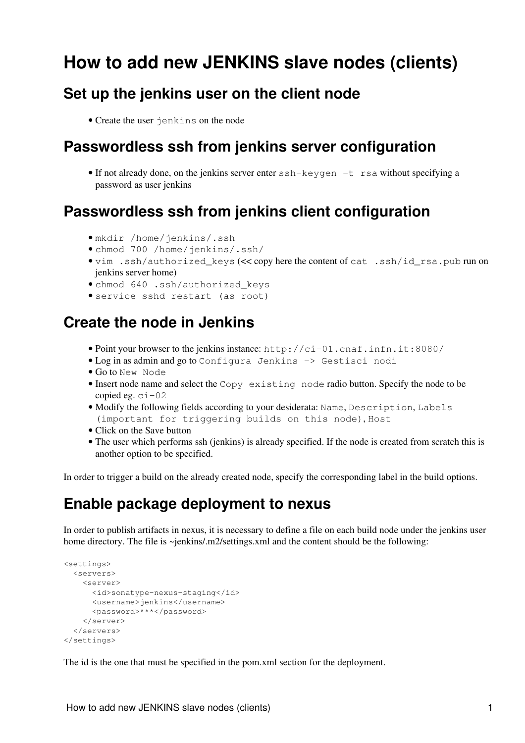# How to add new JENKINS slave nodes (clients)

## Set up the jenkins user on the client node

- Create the user `jenkins` on the node

## Passwordless ssh from jenkins server configuration

- If not already done, on the jenkins server enter `ssh-keygen -t rsa` without specifying a password as user jenkins

## Passwordless ssh from jenkins client configuration

- `mkdir /home/jenkins/.ssh`
- `chmod 700 /home/jenkins/.ssh/`
- `vim .ssh/authorized_keys` (<< copy here the content of `cat .ssh/id_rsa.pub` run on jenkins server home)
- `chmod 640 .ssh/authorized_keys`
- `service sshd restart (as root)`

## Create the node in Jenkins

- Point your browser to the jenkins instance: `http://ci-01.cnaf.infn.it:8080/`
- Log in as admin and go to `Configura Jenkins -> Gestisci nodi`
- Go to `New Node`
- Insert node name and select the `Copy existing node` radio button. Specify the node to be copied eg. `ci-02`
- Modify the following fields according to your desiderata: `Name`, `Description`, `Labels (important for triggering builds on this node)`, `Host`
- Click on the Save button
- The user which performs ssh (jenkins) is already specified. If the node is created from scratch this is another option to be specified.

In order to trigger a build on the already created node, specify the corresponding label in the build options.

## Enable package deployment to nexus

In order to publish artifacts in nexus, it is necessary to define a file on each build node under the jenkins user home directory. The file is ~jenkins/.m2/settings.xml and the content should be the following:

```
<settings>
  <servers>
    <server>
      <id>sonatype-nexus-staging</id>
      <username>jenkins</username>
      <password>***</password>
    </server>
  </servers>
</settings>
```

The id is the one that must be specified in the pom.xml section for the deployment.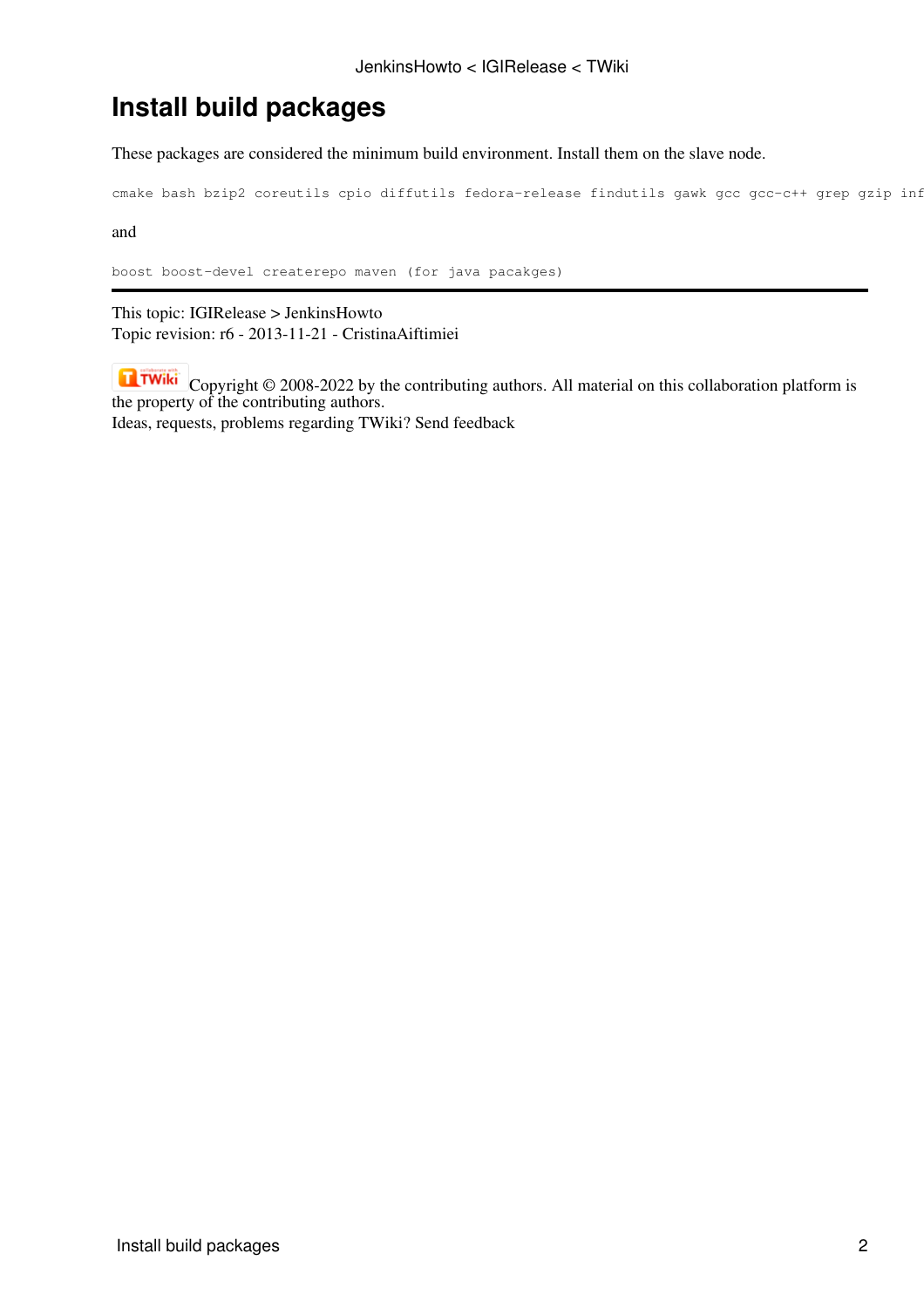# Install build packages

These packages are considered the minimum build environment. Install them on the slave node.

```
cmake bash bzip2 coreutils cpio diffutils fedora-release findutils gawk gcc gcc-c++ grep gzip inf
```

and

```
boost boost-devel createrepo maven (for java pacakges)
```

---

This topic: IGIRelease > JenkinsHowto
Topic revision: r6 - 2013-11-21 - CristinaAiftimiei

Copyright © 2008-2022 by the contributing authors. All material on this collaboration platform is the property of the contributing authors.
Ideas, requests, problems regarding TWiki? Send feedback